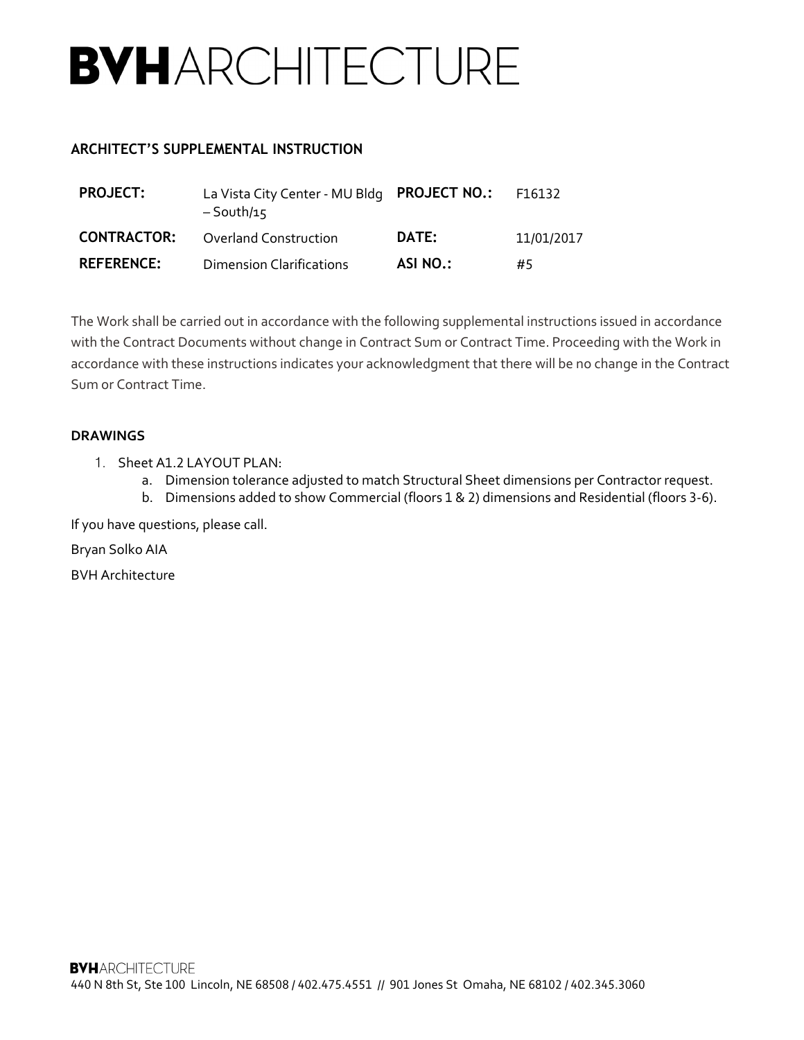# BVHARCHITECTURE

## ARCHITECT'S SUPPLEMENTAL INSTRUCTION

| | | | |
|---|---|---|---|
| **PROJECT:** | La Vista City Center - MU Bldg – South/15 | **PROJECT NO.:** | F16132 |
| **CONTRACTOR:** | Overland Construction | **DATE:** | 11/01/2017 |
| **REFERENCE:** | Dimension Clarifications | **ASI NO.:** | #5 |

The Work shall be carried out in accordance with the following supplemental instructions issued in accordance with the Contract Documents without change in Contract Sum or Contract Time. Proceeding with the Work in accordance with these instructions indicates your acknowledgment that there will be no change in the Contract Sum or Contract Time.

### DRAWINGS

1. Sheet A1.2 LAYOUT PLAN:
   a. Dimension tolerance adjusted to match Structural Sheet dimensions per Contractor request.
   b. Dimensions added to show Commercial (floors 1 & 2) dimensions and Residential (floors 3-6).

If you have questions, please call.

Bryan Solko AIA

BVH Architecture

BVHARCHITECTURE
440 N 8th St, Ste 100 Lincoln, NE 68508 / 402.475.4551 // 901 Jones St Omaha, NE 68102 / 402.345.3060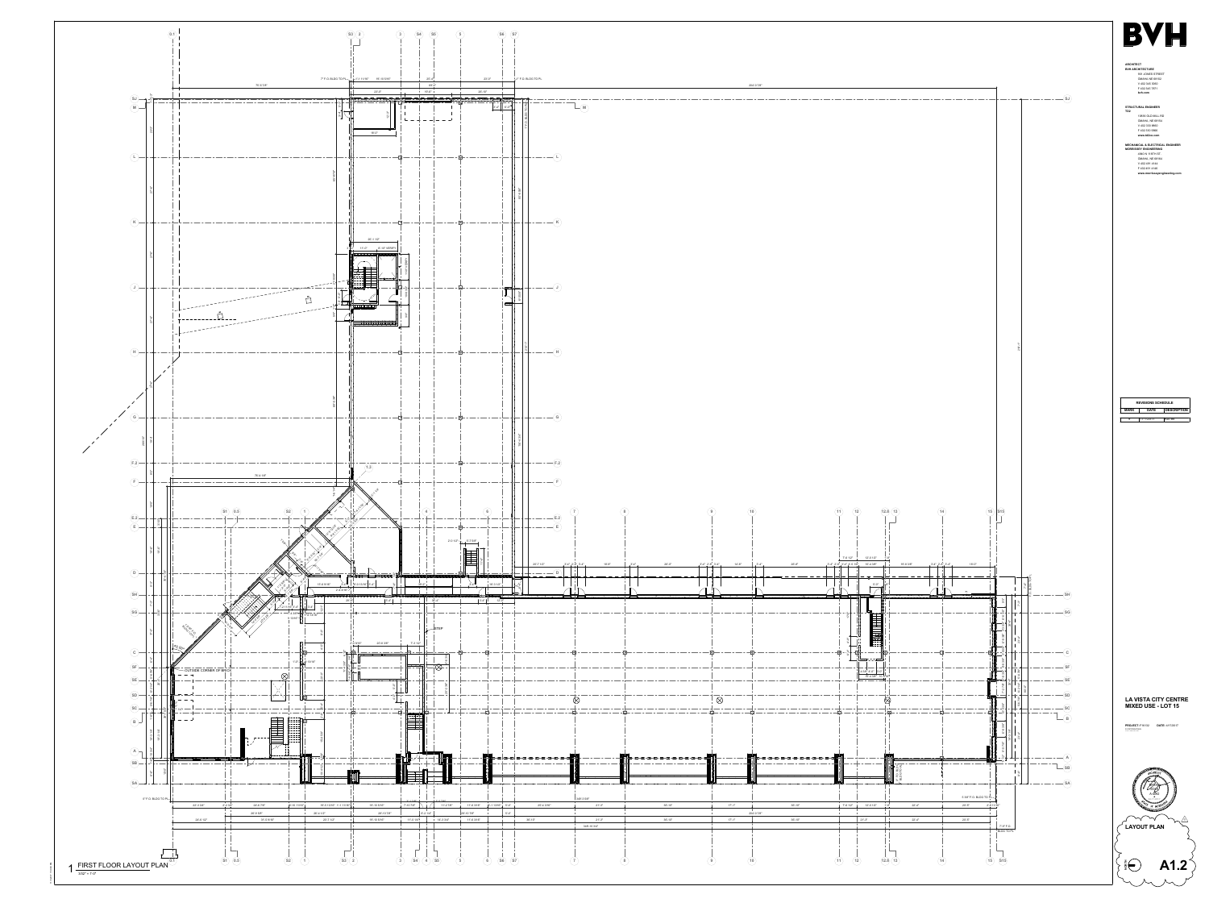# BVH

**ARCHITECT**
**BVH ARCHITECTURE**

**STRUCTURAL ENGINEER**
**TD2**

**MECHANICAL & ELECTRICAL ENGINEER**
**MORRISSEY ENGINEERING**

| REVISIONS SCHEDULE | | |
|---|---|---|
| MARK | DATE | DESCRIPTION |

**LA VISTA CITY CENTRE**
**MIXED USE - LOT 15**

**LAYOUT PLAN**

**A1.2**

1 FIRST FLOOR LAYOUT PLAN
3/32" = 1'-0"

STEP

OUTSIDE CORNER OF BRICK